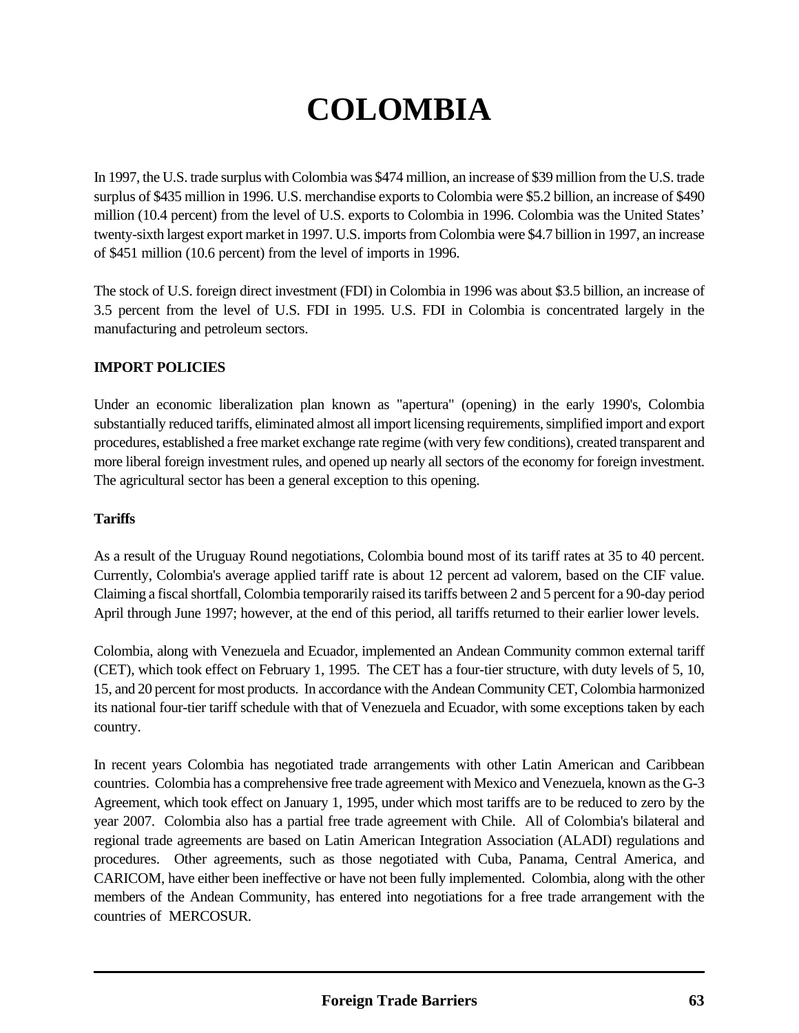# COLOMBIA

In 1997, the U.S. trade surplus with Colombia was $474 million, an increase of $39 million from the U.S. trade surplus of $435 million in 1996. U.S. merchandise exports to Colombia were $5.2 billion, an increase of $490 million (10.4 percent) from the level of U.S. exports to Colombia in 1996. Colombia was the United States' twenty-sixth largest export market in 1997. U.S. imports from Colombia were $4.7 billion in 1997, an increase of $451 million (10.6 percent) from the level of imports in 1996.

The stock of U.S. foreign direct investment (FDI) in Colombia in 1996 was about $3.5 billion, an increase of 3.5 percent from the level of U.S. FDI in 1995. U.S. FDI in Colombia is concentrated largely in the manufacturing and petroleum sectors.

## IMPORT POLICIES

Under an economic liberalization plan known as "apertura" (opening) in the early 1990's, Colombia substantially reduced tariffs, eliminated almost all import licensing requirements, simplified import and export procedures, established a free market exchange rate regime (with very few conditions), created transparent and more liberal foreign investment rules, and opened up nearly all sectors of the economy for foreign investment. The agricultural sector has been a general exception to this opening.

### Tariffs

As a result of the Uruguay Round negotiations, Colombia bound most of its tariff rates at 35 to 40 percent. Currently, Colombia's average applied tariff rate is about 12 percent ad valorem, based on the CIF value. Claiming a fiscal shortfall, Colombia temporarily raised its tariffs between 2 and 5 percent for a 90-day period April through June 1997; however, at the end of this period, all tariffs returned to their earlier lower levels.

Colombia, along with Venezuela and Ecuador, implemented an Andean Community common external tariff (CET), which took effect on February 1, 1995. The CET has a four-tier structure, with duty levels of 5, 10, 15, and 20 percent for most products. In accordance with the Andean Community CET, Colombia harmonized its national four-tier tariff schedule with that of Venezuela and Ecuador, with some exceptions taken by each country.

In recent years Colombia has negotiated trade arrangements with other Latin American and Caribbean countries. Colombia has a comprehensive free trade agreement with Mexico and Venezuela, known as the G-3 Agreement, which took effect on January 1, 1995, under which most tariffs are to be reduced to zero by the year 2007. Colombia also has a partial free trade agreement with Chile. All of Colombia's bilateral and regional trade agreements are based on Latin American Integration Association (ALADI) regulations and procedures. Other agreements, such as those negotiated with Cuba, Panama, Central America, and CARICOM, have either been ineffective or have not been fully implemented. Colombia, along with the other members of the Andean Community, has entered into negotiations for a free trade arrangement with the countries of MERCOSUR.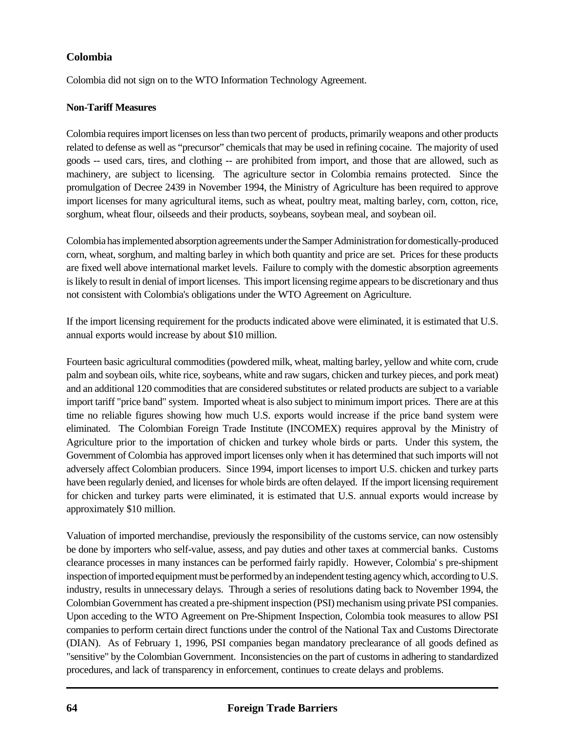## Colombia

Colombia did not sign on to the WTO Information Technology Agreement.

### Non-Tariff Measures

Colombia requires import licenses on less than two percent of products, primarily weapons and other products related to defense as well as "precursor" chemicals that may be used in refining cocaine. The majority of used goods -- used cars, tires, and clothing -- are prohibited from import, and those that are allowed, such as machinery, are subject to licensing. The agriculture sector in Colombia remains protected. Since the promulgation of Decree 2439 in November 1994, the Ministry of Agriculture has been required to approve import licenses for many agricultural items, such as wheat, poultry meat, malting barley, corn, cotton, rice, sorghum, wheat flour, oilseeds and their products, soybeans, soybean meal, and soybean oil.

Colombia has implemented absorption agreements under the Samper Administration for domestically-produced corn, wheat, sorghum, and malting barley in which both quantity and price are set. Prices for these products are fixed well above international market levels. Failure to comply with the domestic absorption agreements is likely to result in denial of import licenses. This import licensing regime appears to be discretionary and thus not consistent with Colombia's obligations under the WTO Agreement on Agriculture.

If the import licensing requirement for the products indicated above were eliminated, it is estimated that U.S. annual exports would increase by about $10 million.

Fourteen basic agricultural commodities (powdered milk, wheat, malting barley, yellow and white corn, crude palm and soybean oils, white rice, soybeans, white and raw sugars, chicken and turkey pieces, and pork meat) and an additional 120 commodities that are considered substitutes or related products are subject to a variable import tariff "price band" system. Imported wheat is also subject to minimum import prices. There are at this time no reliable figures showing how much U.S. exports would increase if the price band system were eliminated. The Colombian Foreign Trade Institute (INCOMEX) requires approval by the Ministry of Agriculture prior to the importation of chicken and turkey whole birds or parts. Under this system, the Government of Colombia has approved import licenses only when it has determined that such imports will not adversely affect Colombian producers. Since 1994, import licenses to import U.S. chicken and turkey parts have been regularly denied, and licenses for whole birds are often delayed. If the import licensing requirement for chicken and turkey parts were eliminated, it is estimated that U.S. annual exports would increase by approximately $10 million.

Valuation of imported merchandise, previously the responsibility of the customs service, can now ostensibly be done by importers who self-value, assess, and pay duties and other taxes at commercial banks. Customs clearance processes in many instances can be performed fairly rapidly. However, Colombia' s pre-shipment inspection of imported equipment must be performed by an independent testing agency which, according to U.S. industry, results in unnecessary delays. Through a series of resolutions dating back to November 1994, the Colombian Government has created a pre-shipment inspection (PSI) mechanism using private PSI companies. Upon acceding to the WTO Agreement on Pre-Shipment Inspection, Colombia took measures to allow PSI companies to perform certain direct functions under the control of the National Tax and Customs Directorate (DIAN). As of February 1, 1996, PSI companies began mandatory preclearance of all goods defined as "sensitive" by the Colombian Government. Inconsistencies on the part of customs in adhering to standardized procedures, and lack of transparency in enforcement, continues to create delays and problems.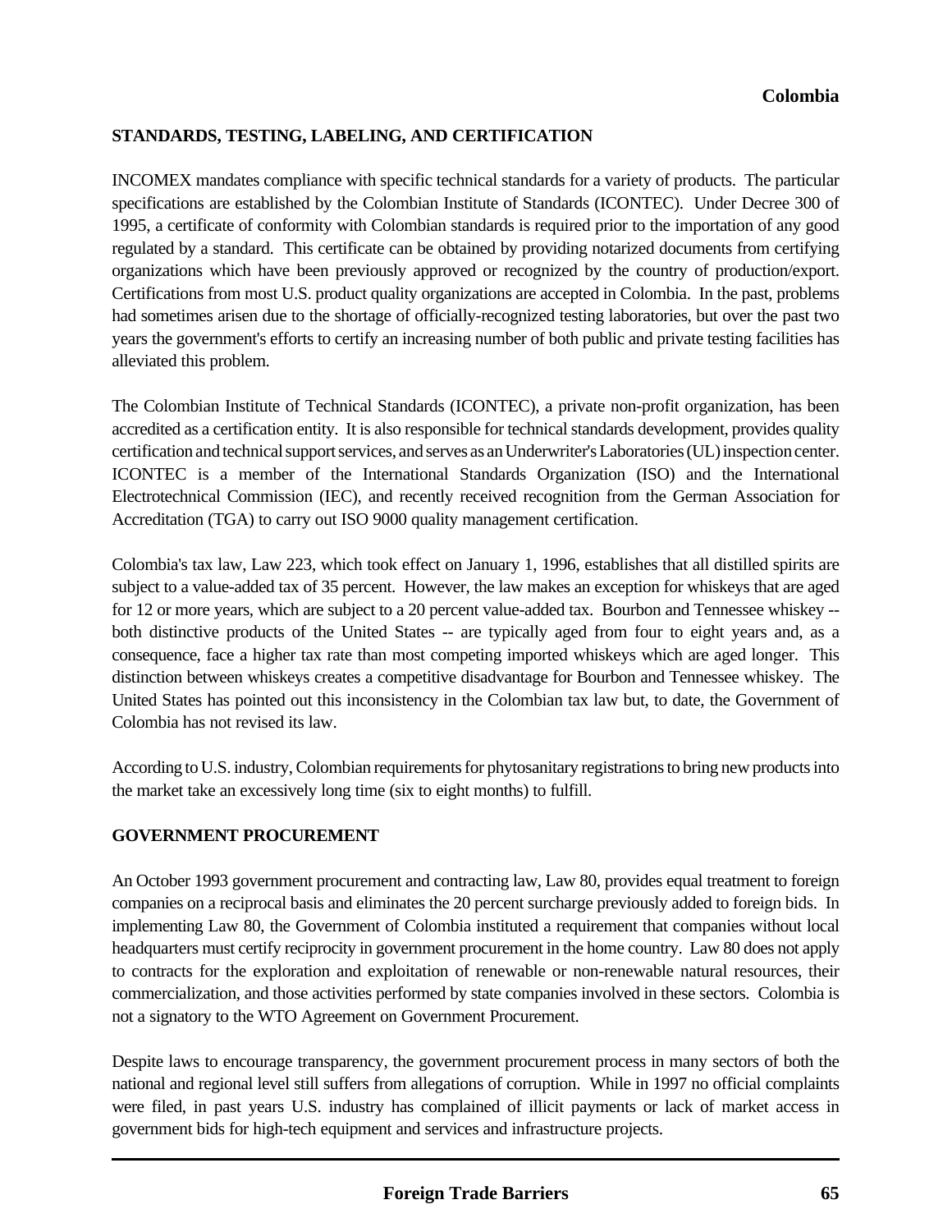## STANDARDS, TESTING, LABELING, AND CERTIFICATION

INCOMEX mandates compliance with specific technical standards for a variety of products. The particular specifications are established by the Colombian Institute of Standards (ICONTEC). Under Decree 300 of 1995, a certificate of conformity with Colombian standards is required prior to the importation of any good regulated by a standard. This certificate can be obtained by providing notarized documents from certifying organizations which have been previously approved or recognized by the country of production/export. Certifications from most U.S. product quality organizations are accepted in Colombia. In the past, problems had sometimes arisen due to the shortage of officially-recognized testing laboratories, but over the past two years the government's efforts to certify an increasing number of both public and private testing facilities has alleviated this problem.

The Colombian Institute of Technical Standards (ICONTEC), a private non-profit organization, has been accredited as a certification entity. It is also responsible for technical standards development, provides quality certification and technical support services, and serves as an Underwriter's Laboratories (UL) inspection center. ICONTEC is a member of the International Standards Organization (ISO) and the International Electrotechnical Commission (IEC), and recently received recognition from the German Association for Accreditation (TGA) to carry out ISO 9000 quality management certification.

Colombia's tax law, Law 223, which took effect on January 1, 1996, establishes that all distilled spirits are subject to a value-added tax of 35 percent. However, the law makes an exception for whiskeys that are aged for 12 or more years, which are subject to a 20 percent value-added tax. Bourbon and Tennessee whiskey -- both distinctive products of the United States -- are typically aged from four to eight years and, as a consequence, face a higher tax rate than most competing imported whiskeys which are aged longer. This distinction between whiskeys creates a competitive disadvantage for Bourbon and Tennessee whiskey. The United States has pointed out this inconsistency in the Colombian tax law but, to date, the Government of Colombia has not revised its law.

According to U.S. industry, Colombian requirements for phytosanitary registrations to bring new products into the market take an excessively long time (six to eight months) to fulfill.

## GOVERNMENT PROCUREMENT

An October 1993 government procurement and contracting law, Law 80, provides equal treatment to foreign companies on a reciprocal basis and eliminates the 20 percent surcharge previously added to foreign bids. In implementing Law 80, the Government of Colombia instituted a requirement that companies without local headquarters must certify reciprocity in government procurement in the home country. Law 80 does not apply to contracts for the exploration and exploitation of renewable or non-renewable natural resources, their commercialization, and those activities performed by state companies involved in these sectors. Colombia is not a signatory to the WTO Agreement on Government Procurement.

Despite laws to encourage transparency, the government procurement process in many sectors of both the national and regional level still suffers from allegations of corruption. While in 1997 no official complaints were filed, in past years U.S. industry has complained of illicit payments or lack of market access in government bids for high-tech equipment and services and infrastructure projects.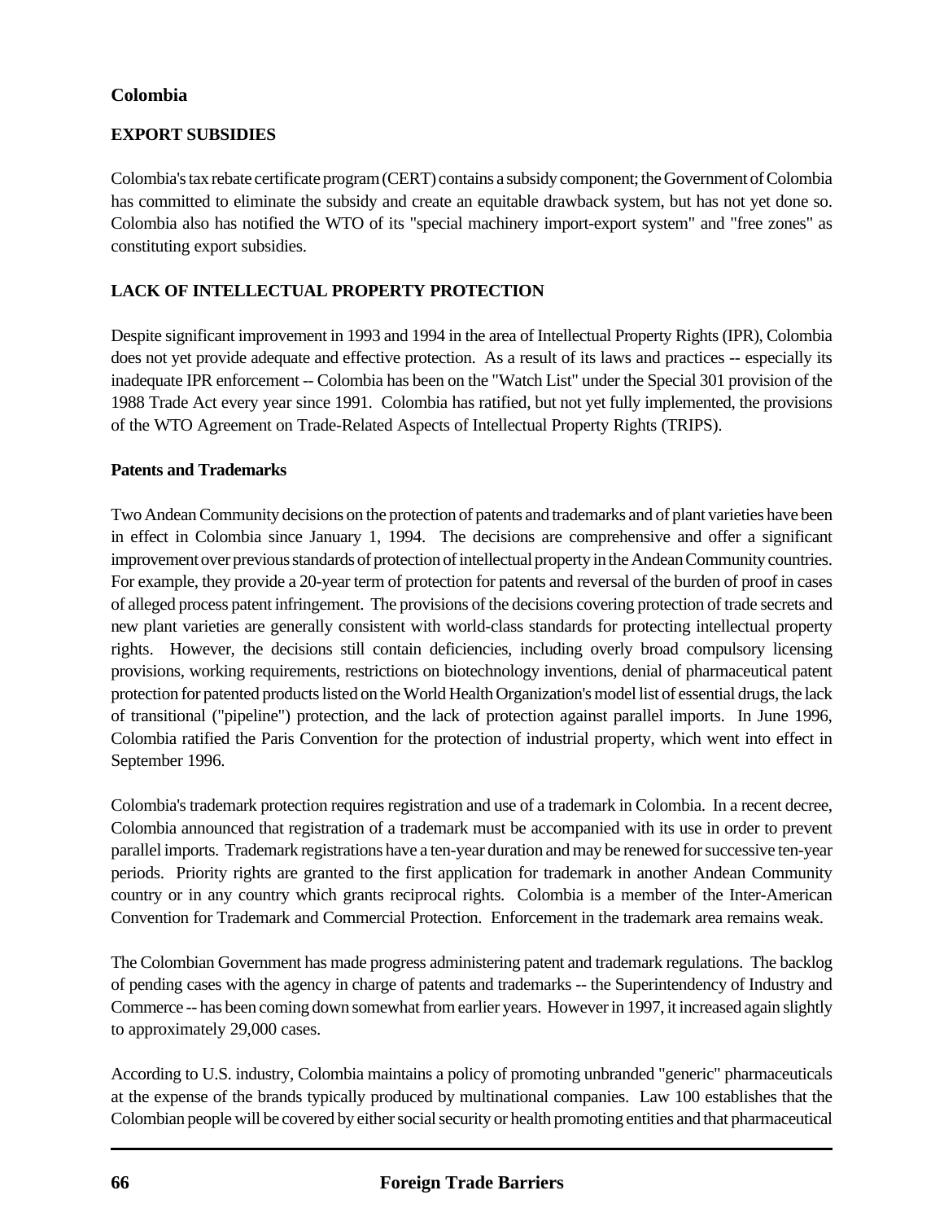## Colombia

### EXPORT SUBSIDIES

Colombia's tax rebate certificate program (CERT) contains a subsidy component; the Government of Colombia has committed to eliminate the subsidy and create an equitable drawback system, but has not yet done so. Colombia also has notified the WTO of its "special machinery import-export system" and "free zones" as constituting export subsidies.

### LACK OF INTELLECTUAL PROPERTY PROTECTION

Despite significant improvement in 1993 and 1994 in the area of Intellectual Property Rights (IPR), Colombia does not yet provide adequate and effective protection. As a result of its laws and practices -- especially its inadequate IPR enforcement -- Colombia has been on the "Watch List" under the Special 301 provision of the 1988 Trade Act every year since 1991. Colombia has ratified, but not yet fully implemented, the provisions of the WTO Agreement on Trade-Related Aspects of Intellectual Property Rights (TRIPS).

#### Patents and Trademarks

Two Andean Community decisions on the protection of patents and trademarks and of plant varieties have been in effect in Colombia since January 1, 1994. The decisions are comprehensive and offer a significant improvement over previous standards of protection of intellectual property in the Andean Community countries. For example, they provide a 20-year term of protection for patents and reversal of the burden of proof in cases of alleged process patent infringement. The provisions of the decisions covering protection of trade secrets and new plant varieties are generally consistent with world-class standards for protecting intellectual property rights. However, the decisions still contain deficiencies, including overly broad compulsory licensing provisions, working requirements, restrictions on biotechnology inventions, denial of pharmaceutical patent protection for patented products listed on the World Health Organization's model list of essential drugs, the lack of transitional ("pipeline") protection, and the lack of protection against parallel imports. In June 1996, Colombia ratified the Paris Convention for the protection of industrial property, which went into effect in September 1996.

Colombia's trademark protection requires registration and use of a trademark in Colombia. In a recent decree, Colombia announced that registration of a trademark must be accompanied with its use in order to prevent parallel imports. Trademark registrations have a ten-year duration and may be renewed for successive ten-year periods. Priority rights are granted to the first application for trademark in another Andean Community country or in any country which grants reciprocal rights. Colombia is a member of the Inter-American Convention for Trademark and Commercial Protection. Enforcement in the trademark area remains weak.

The Colombian Government has made progress administering patent and trademark regulations. The backlog of pending cases with the agency in charge of patents and trademarks -- the Superintendency of Industry and Commerce -- has been coming down somewhat from earlier years. However in 1997, it increased again slightly to approximately 29,000 cases.

According to U.S. industry, Colombia maintains a policy of promoting unbranded "generic" pharmaceuticals at the expense of the brands typically produced by multinational companies. Law 100 establishes that the Colombian people will be covered by either social security or health promoting entities and that pharmaceutical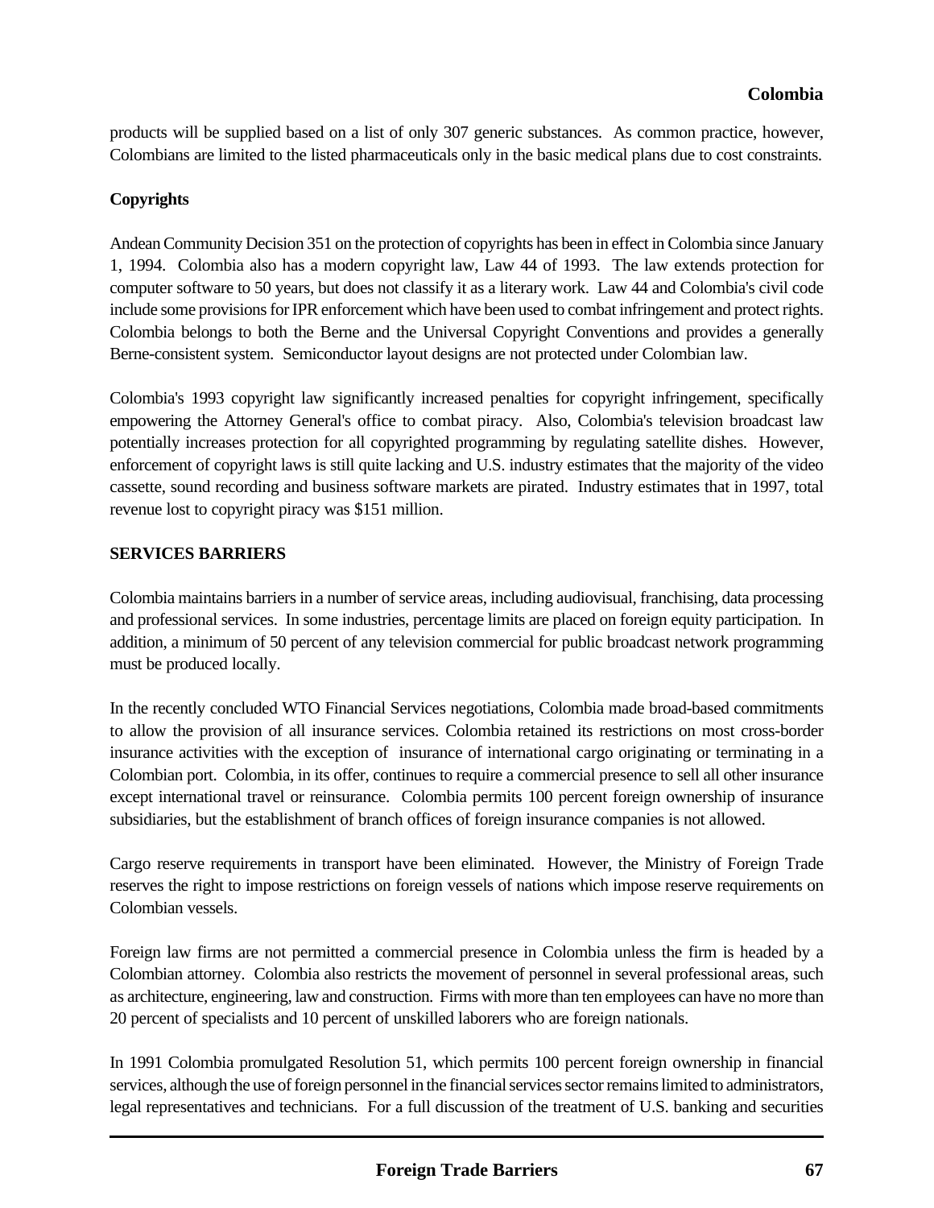products will be supplied based on a list of only 307 generic substances. As common practice, however, Colombians are limited to the listed pharmaceuticals only in the basic medical plans due to cost constraints.

**Copyrights**

Andean Community Decision 351 on the protection of copyrights has been in effect in Colombia since January 1, 1994. Colombia also has a modern copyright law, Law 44 of 1993. The law extends protection for computer software to 50 years, but does not classify it as a literary work. Law 44 and Colombia's civil code include some provisions for IPR enforcement which have been used to combat infringement and protect rights. Colombia belongs to both the Berne and the Universal Copyright Conventions and provides a generally Berne-consistent system. Semiconductor layout designs are not protected under Colombian law.

Colombia's 1993 copyright law significantly increased penalties for copyright infringement, specifically empowering the Attorney General's office to combat piracy. Also, Colombia's television broadcast law potentially increases protection for all copyrighted programming by regulating satellite dishes. However, enforcement of copyright laws is still quite lacking and U.S. industry estimates that the majority of the video cassette, sound recording and business software markets are pirated. Industry estimates that in 1997, total revenue lost to copyright piracy was $151 million.

## SERVICES BARRIERS

Colombia maintains barriers in a number of service areas, including audiovisual, franchising, data processing and professional services. In some industries, percentage limits are placed on foreign equity participation. In addition, a minimum of 50 percent of any television commercial for public broadcast network programming must be produced locally.

In the recently concluded WTO Financial Services negotiations, Colombia made broad-based commitments to allow the provision of all insurance services. Colombia retained its restrictions on most cross-border insurance activities with the exception of insurance of international cargo originating or terminating in a Colombian port. Colombia, in its offer, continues to require a commercial presence to sell all other insurance except international travel or reinsurance. Colombia permits 100 percent foreign ownership of insurance subsidiaries, but the establishment of branch offices of foreign insurance companies is not allowed.

Cargo reserve requirements in transport have been eliminated. However, the Ministry of Foreign Trade reserves the right to impose restrictions on foreign vessels of nations which impose reserve requirements on Colombian vessels.

Foreign law firms are not permitted a commercial presence in Colombia unless the firm is headed by a Colombian attorney. Colombia also restricts the movement of personnel in several professional areas, such as architecture, engineering, law and construction. Firms with more than ten employees can have no more than 20 percent of specialists and 10 percent of unskilled laborers who are foreign nationals.

In 1991 Colombia promulgated Resolution 51, which permits 100 percent foreign ownership in financial services, although the use of foreign personnel in the financial services sector remains limited to administrators, legal representatives and technicians. For a full discussion of the treatment of U.S. banking and securities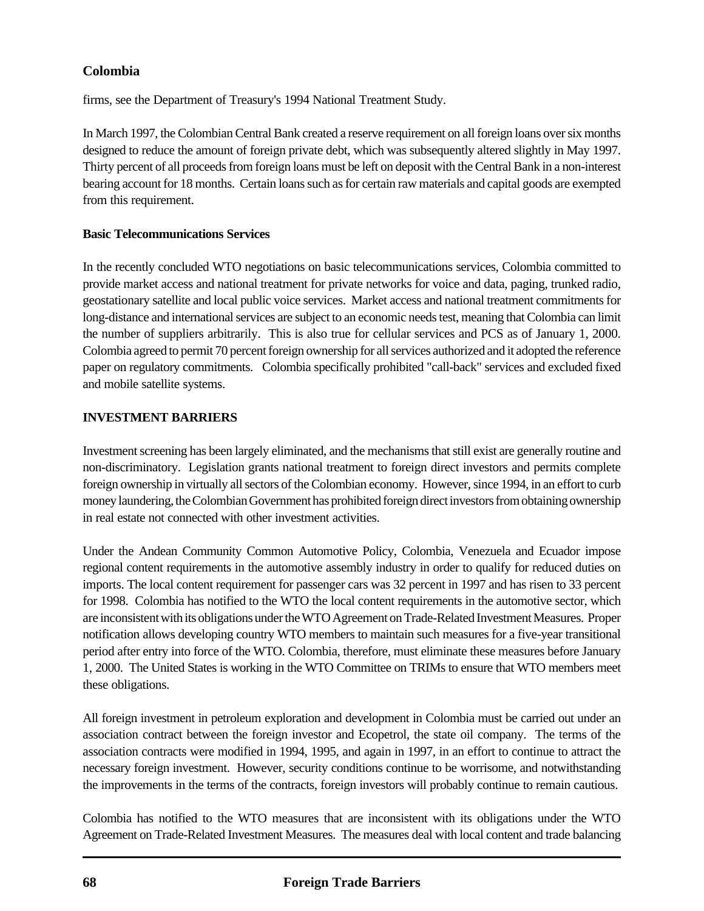firms, see the Department of Treasury's 1994 National Treatment Study.

In March 1997, the Colombian Central Bank created a reserve requirement on all foreign loans over six months designed to reduce the amount of foreign private debt, which was subsequently altered slightly in May 1997. Thirty percent of all proceeds from foreign loans must be left on deposit with the Central Bank in a non-interest bearing account for 18 months. Certain loans such as for certain raw materials and capital goods are exempted from this requirement.

**Basic Telecommunications Services**

In the recently concluded WTO negotiations on basic telecommunications services, Colombia committed to provide market access and national treatment for private networks for voice and data, paging, trunked radio, geostationary satellite and local public voice services. Market access and national treatment commitments for long-distance and international services are subject to an economic needs test, meaning that Colombia can limit the number of suppliers arbitrarily. This is also true for cellular services and PCS as of January 1, 2000. Colombia agreed to permit 70 percent foreign ownership for all services authorized and it adopted the reference paper on regulatory commitments. Colombia specifically prohibited "call-back" services and excluded fixed and mobile satellite systems.

## INVESTMENT BARRIERS

Investment screening has been largely eliminated, and the mechanisms that still exist are generally routine and non-discriminatory. Legislation grants national treatment to foreign direct investors and permits complete foreign ownership in virtually all sectors of the Colombian economy. However, since 1994, in an effort to curb money laundering, the Colombian Government has prohibited foreign direct investors from obtaining ownership in real estate not connected with other investment activities.

Under the Andean Community Common Automotive Policy, Colombia, Venezuela and Ecuador impose regional content requirements in the automotive assembly industry in order to qualify for reduced duties on imports. The local content requirement for passenger cars was 32 percent in 1997 and has risen to 33 percent for 1998. Colombia has notified to the WTO the local content requirements in the automotive sector, which are inconsistent with its obligations under the WTO Agreement on Trade-Related Investment Measures. Proper notification allows developing country WTO members to maintain such measures for a five-year transitional period after entry into force of the WTO. Colombia, therefore, must eliminate these measures before January 1, 2000. The United States is working in the WTO Committee on TRIMs to ensure that WTO members meet these obligations.

All foreign investment in petroleum exploration and development in Colombia must be carried out under an association contract between the foreign investor and Ecopetrol, the state oil company. The terms of the association contracts were modified in 1994, 1995, and again in 1997, in an effort to continue to attract the necessary foreign investment. However, security conditions continue to be worrisome, and notwithstanding the improvements in the terms of the contracts, foreign investors will probably continue to remain cautious.

Colombia has notified to the WTO measures that are inconsistent with its obligations under the WTO Agreement on Trade-Related Investment Measures. The measures deal with local content and trade balancing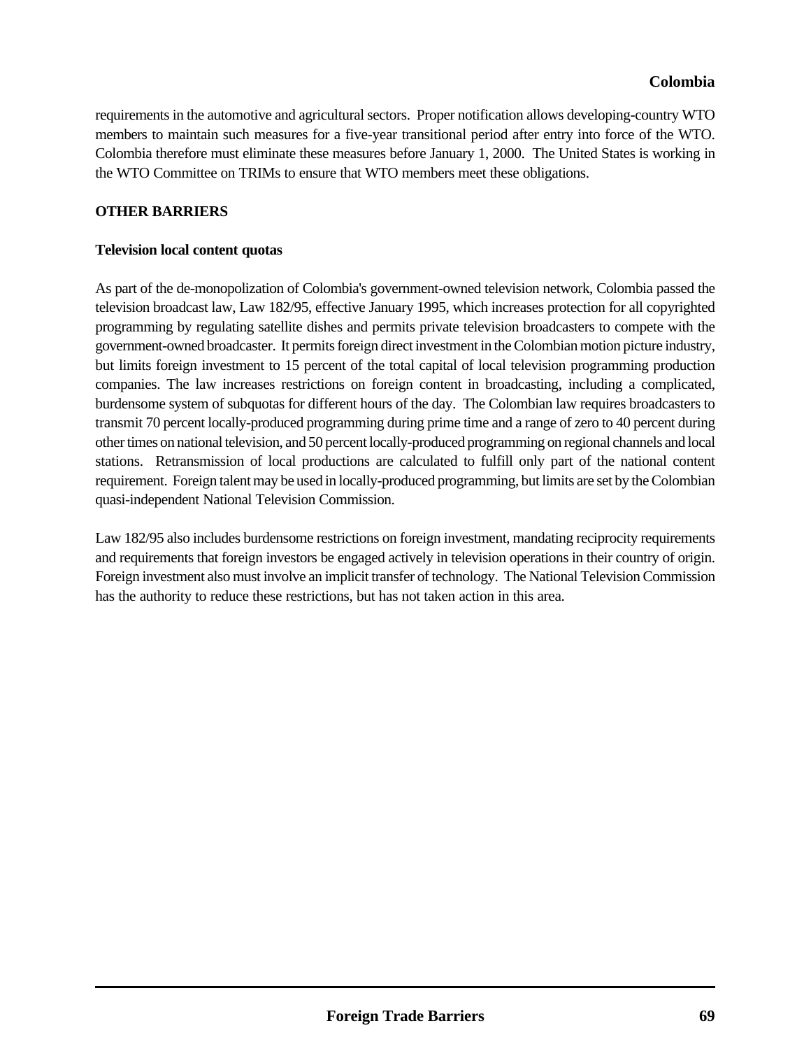requirements in the automotive and agricultural sectors. Proper notification allows developing-country WTO members to maintain such measures for a five-year transitional period after entry into force of the WTO. Colombia therefore must eliminate these measures before January 1, 2000. The United States is working in the WTO Committee on TRIMs to ensure that WTO members meet these obligations.

## OTHER BARRIERS

### Television local content quotas

As part of the de-monopolization of Colombia's government-owned television network, Colombia passed the television broadcast law, Law 182/95, effective January 1995, which increases protection for all copyrighted programming by regulating satellite dishes and permits private television broadcasters to compete with the government-owned broadcaster. It permits foreign direct investment in the Colombian motion picture industry, but limits foreign investment to 15 percent of the total capital of local television programming production companies. The law increases restrictions on foreign content in broadcasting, including a complicated, burdensome system of subquotas for different hours of the day. The Colombian law requires broadcasters to transmit 70 percent locally-produced programming during prime time and a range of zero to 40 percent during other times on national television, and 50 percent locally-produced programming on regional channels and local stations. Retransmission of local productions are calculated to fulfill only part of the national content requirement. Foreign talent may be used in locally-produced programming, but limits are set by the Colombian quasi-independent National Television Commission.

Law 182/95 also includes burdensome restrictions on foreign investment, mandating reciprocity requirements and requirements that foreign investors be engaged actively in television operations in their country of origin. Foreign investment also must involve an implicit transfer of technology. The National Television Commission has the authority to reduce these restrictions, but has not taken action in this area.